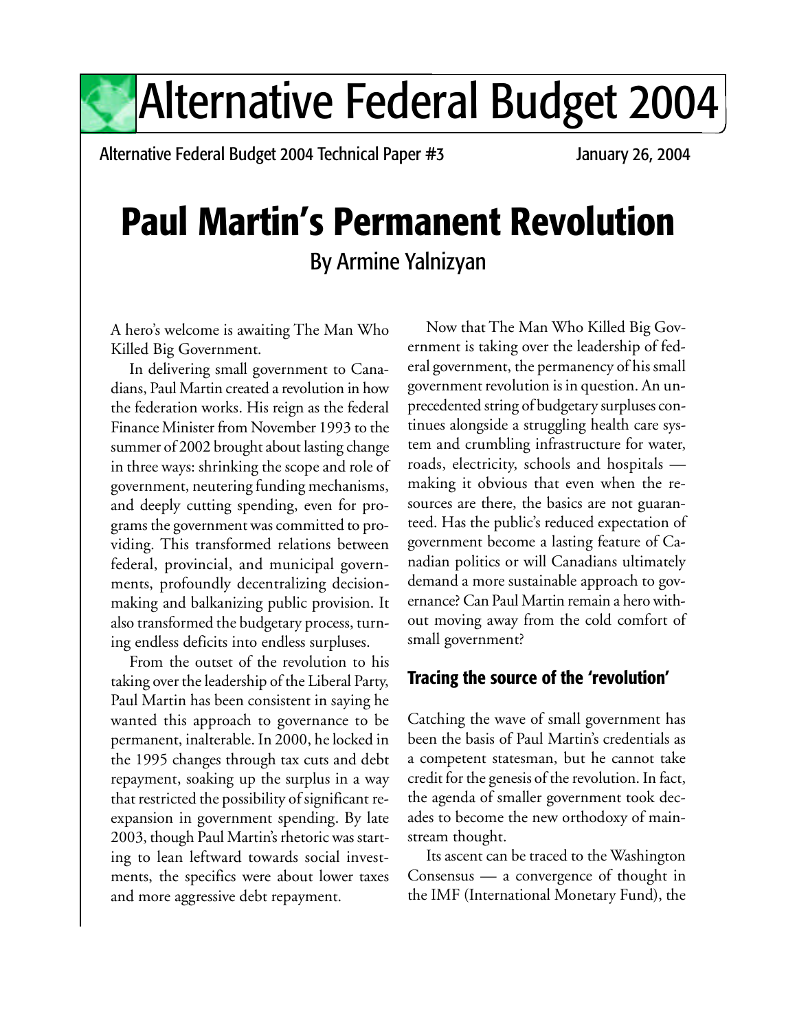# Alternative Federal Budget 2004

Alternative Federal Budget 2004 Technical Paper #3 January 26, 2004

# Paul Martin's Permanent Revolution

By Armine Yalnizyan

A hero's welcome is awaiting The Man Who Killed Big Government.

In delivering small government to Canadians, Paul Martin created a revolution in how the federation works. His reign as the federal Finance Minister from November 1993 to the summer of 2002 brought about lasting change in three ways: shrinking the scope and role of government, neutering funding mechanisms, and deeply cutting spending, even for programs the government was committed to providing. This transformed relations between federal, provincial, and municipal governments, profoundly decentralizing decision-making and balkanizing public provision. It also transformed the budgetary process, turning endless deficits into endless surpluses.

From the outset of the revolution to his taking over the leadership of the Liberal Party, Paul Martin has been consistent in saying he wanted this approach to governance to be permanent, inalterable. In 2000, he locked in the 1995 changes through tax cuts and debt repayment, soaking up the surplus in a way that restricted the possibility of significant re-expansion in government spending. By late 2003, though Paul Martin's rhetoric was starting to lean leftward towards social investments, the specifics were about lower taxes and more aggressive debt repayment.

Now that The Man Who Killed Big Government is taking over the leadership of federal government, the permanency of his small government revolution is in question. An unprecedented string of budgetary surpluses continues alongside a struggling health care system and crumbling infrastructure for water, roads, electricity, schools and hospitals — making it obvious that even when the resources are there, the basics are not guaranteed. Has the public's reduced expectation of government become a lasting feature of Canadian politics or will Canadians ultimately demand a more sustainable approach to governance? Can Paul Martin remain a hero without moving away from the cold comfort of small government?

## Tracing the source of the 'revolution'

Catching the wave of small government has been the basis of Paul Martin's credentials as a competent statesman, but he cannot take credit for the genesis of the revolution. In fact, the agenda of smaller government took decades to become the new orthodoxy of mainstream thought.

Its ascent can be traced to the Washington Consensus — a convergence of thought in the IMF (International Monetary Fund), the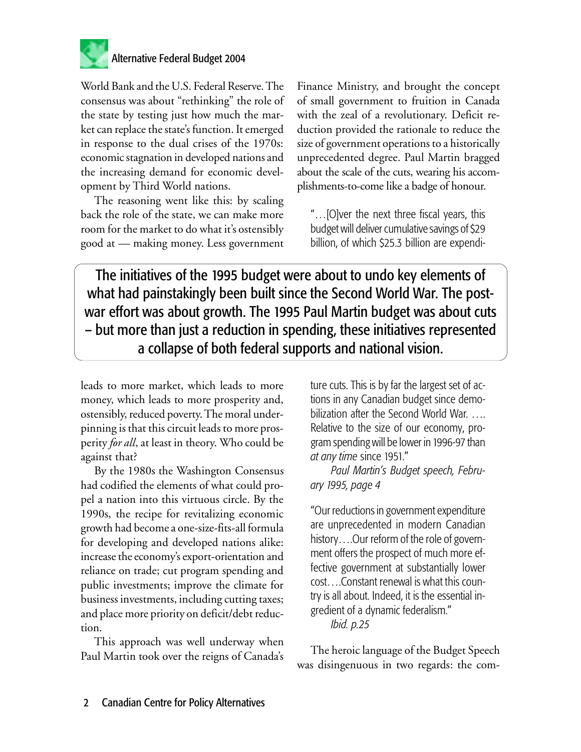World Bank and the U.S. Federal Reserve. The consensus was about "rethinking" the role of the state by testing just how much the market can replace the state's function. It emerged in response to the dual crises of the 1970s: economic stagnation in developed nations and the increasing demand for economic development by Third World nations.

The reasoning went like this: by scaling back the role of the state, we can make more room for the market to do what it's ostensibly good at — making money. Less government leads to more market, which leads to more money, which leads to more prosperity and, ostensibly, reduced poverty. The moral underpinning is that this circuit leads to more prosperity *for all*, at least in theory. Who could be against that?

By the 1980s the Washington Consensus had codified the elements of what could propel a nation into this virtuous circle. By the 1990s, the recipe for revitalizing economic growth had become a one-size-fits-all formula for developing and developed nations alike: increase the economy's export-orientation and reliance on trade; cut program spending and public investments; improve the climate for business investments, including cutting taxes; and place more priority on deficit/debt reduction.

This approach was well underway when Paul Martin took over the reigns of Canada's Finance Ministry, and brought the concept of small government to fruition in Canada with the zeal of a revolutionary. Deficit reduction provided the rationale to reduce the size of government operations to a historically unprecedented degree. Paul Martin bragged about the scale of the cuts, wearing his accomplishments-to-come like a badge of honour.

> "…[O]ver the next three fiscal years, this budget will deliver cumulative savings of $29 billion, of which $25.3 billion are expenditure cuts. This is by far the largest set of actions in any Canadian budget since demobilization after the Second World War. …. Relative to the size of our economy, program spending will be lower in 1996-97 than *at any time* since 1951."
>
> *Paul Martin's Budget speech, February 1995, page 4*

> "Our reductions in government expenditure are unprecedented in modern Canadian history….Our reform of the role of government offers the prospect of much more effective government at substantially lower cost….Constant renewal is what this country is all about. Indeed, it is the essential ingredient of a dynamic federalism."
>
> *Ibid. p.25*

**The initiatives of the 1995 budget were about to undo key elements of what had painstakingly been built since the Second World War. The post-war effort was about growth. The 1995 Paul Martin budget was about cuts – but more than just a reduction in spending, these initiatives represented a collapse of both federal supports and national vision.**

The heroic language of the Budget Speech was disingenuous in two regards: the com-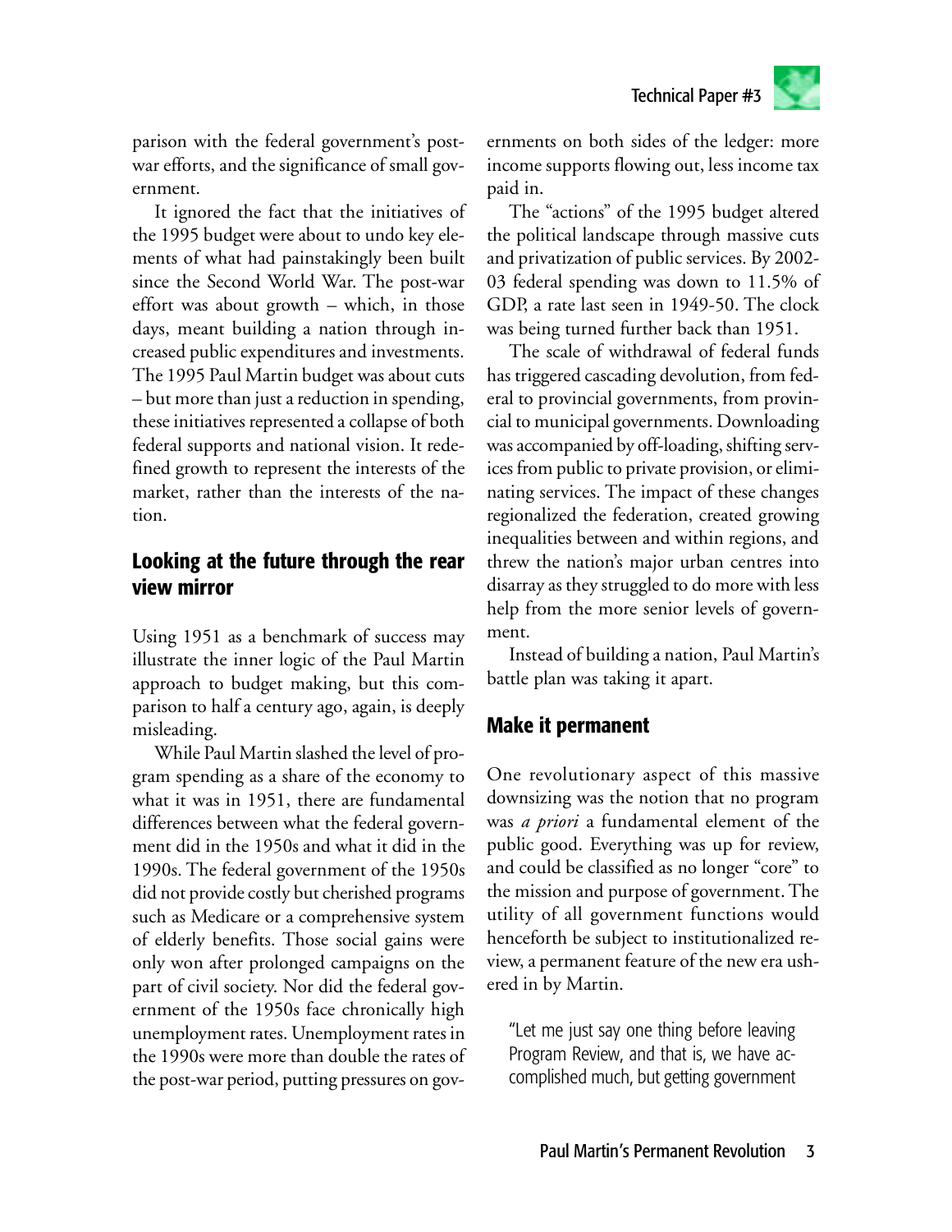parison with the federal government's post-war efforts, and the significance of small government.

It ignored the fact that the initiatives of the 1995 budget were about to undo key elements of what had painstakingly been built since the Second World War. The post-war effort was about growth – which, in those days, meant building a nation through increased public expenditures and investments. The 1995 Paul Martin budget was about cuts – but more than just a reduction in spending, these initiatives represented a collapse of both federal supports and national vision. It redefined growth to represent the interests of the market, rather than the interests of the nation.

## Looking at the future through the rear view mirror

Using 1951 as a benchmark of success may illustrate the inner logic of the Paul Martin approach to budget making, but this comparison to half a century ago, again, is deeply misleading.

While Paul Martin slashed the level of program spending as a share of the economy to what it was in 1951, there are fundamental differences between what the federal government did in the 1950s and what it did in the 1990s. The federal government of the 1950s did not provide costly but cherished programs such as Medicare or a comprehensive system of elderly benefits. Those social gains were only won after prolonged campaigns on the part of civil society. Nor did the federal government of the 1950s face chronically high unemployment rates. Unemployment rates in the 1990s were more than double the rates of the post-war period, putting pressures on governments on both sides of the ledger: more income supports flowing out, less income tax paid in.

The "actions" of the 1995 budget altered the political landscape through massive cuts and privatization of public services. By 2002-03 federal spending was down to 11.5% of GDP, a rate last seen in 1949-50. The clock was being turned further back than 1951.

The scale of withdrawal of federal funds has triggered cascading devolution, from federal to provincial governments, from provincial to municipal governments. Downloading was accompanied by off-loading, shifting services from public to private provision, or eliminating services. The impact of these changes regionalized the federation, created growing inequalities between and within regions, and threw the nation's major urban centres into disarray as they struggled to do more with less help from the more senior levels of government.

Instead of building a nation, Paul Martin's battle plan was taking it apart.

## Make it permanent

One revolutionary aspect of this massive downsizing was the notion that no program was *a priori* a fundamental element of the public good. Everything was up for review, and could be classified as no longer "core" to the mission and purpose of government. The utility of all government functions would henceforth be subject to institutionalized review, a permanent feature of the new era ushered in by Martin.

> "Let me just say one thing before leaving Program Review, and that is, we have accomplished much, but getting government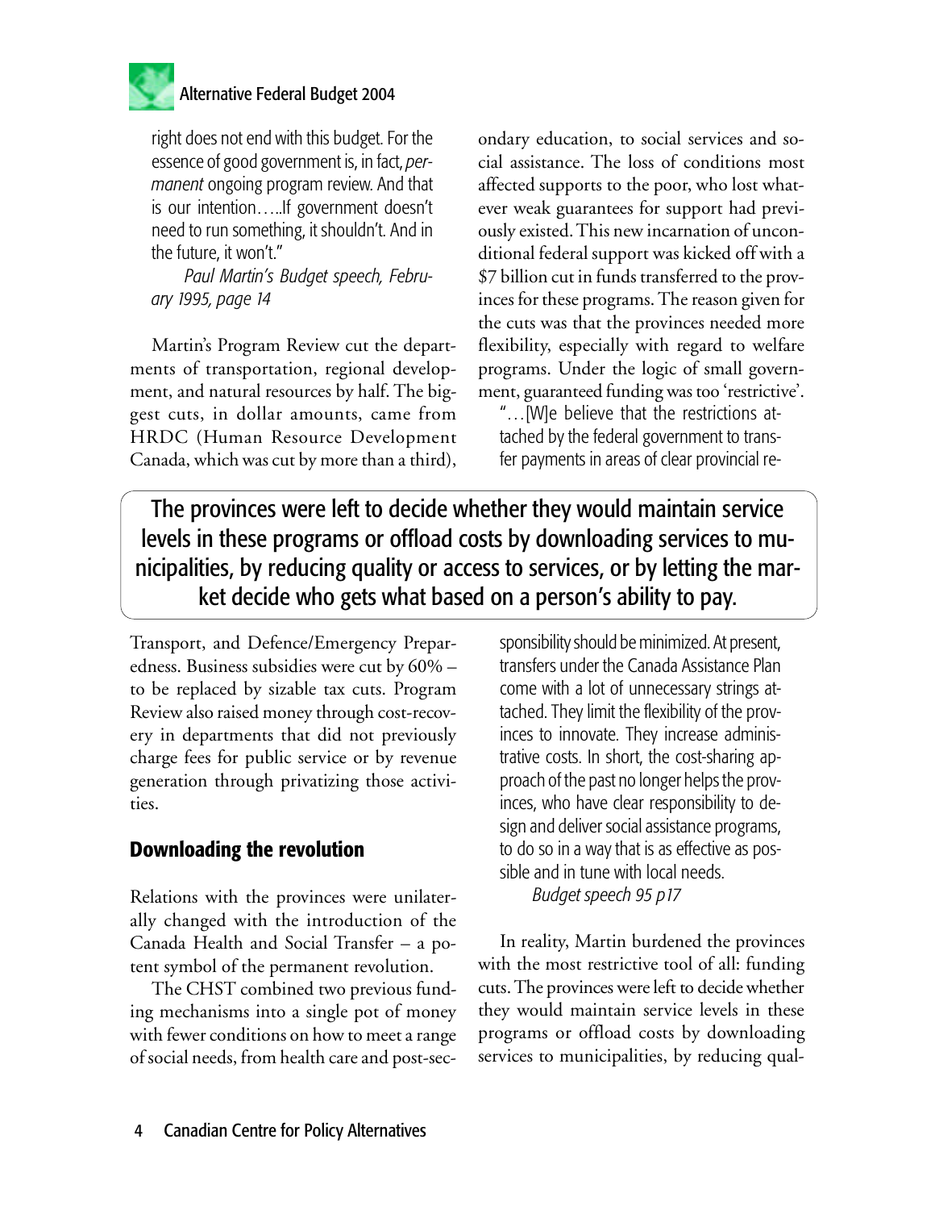right does not end with this budget. For the essence of good government is, in fact, *permanent* ongoing program review. And that is our intention…..If government doesn't need to run something, it shouldn't. And in the future, it won't."

> *Paul Martin's Budget speech, February 1995, page 14*

Martin's Program Review cut the departments of transportation, regional development, and natural resources by half. The biggest cuts, in dollar amounts, came from HRDC (Human Resource Development Canada, which was cut by more than a third), Transport, and Defence/Emergency Preparedness. Business subsidies were cut by 60% – to be replaced by sizable tax cuts. Program Review also raised money through cost-recovery in departments that did not previously charge fees for public service or by revenue generation through privatizing those activities.

## Downloading the revolution

Relations with the provinces were unilaterally changed with the introduction of the Canada Health and Social Transfer – a potent symbol of the permanent revolution.

The CHST combined two previous funding mechanisms into a single pot of money with fewer conditions on how to meet a range of social needs, from health care and post-secondary education, to social services and social assistance. The loss of conditions most affected supports to the poor, who lost whatever weak guarantees for support had previously existed. This new incarnation of unconditional federal support was kicked off with a $7 billion cut in funds transferred to the provinces for these programs. The reason given for the cuts was that the provinces needed more flexibility, especially with regard to welfare programs. Under the logic of small government, guaranteed funding was too 'restrictive'.

> "…[W]e believe that the restrictions attached by the federal government to transfer payments in areas of clear provincial responsibility should be minimized. At present, transfers under the Canada Assistance Plan come with a lot of unnecessary strings attached. They limit the flexibility of the provinces to innovate. They increase administrative costs. In short, the cost-sharing approach of the past no longer helps the provinces, who have clear responsibility to design and deliver social assistance programs, to do so in a way that is as effective as possible and in tune with local needs.
>
> *Budget speech 95 p17*

**The provinces were left to decide whether they would maintain service levels in these programs or offload costs by downloading services to municipalities, by reducing quality or access to services, or by letting the market decide who gets what based on a person's ability to pay.**

In reality, Martin burdened the provinces with the most restrictive tool of all: funding cuts. The provinces were left to decide whether they would maintain service levels in these programs or offload costs by downloading services to municipalities, by reducing qual-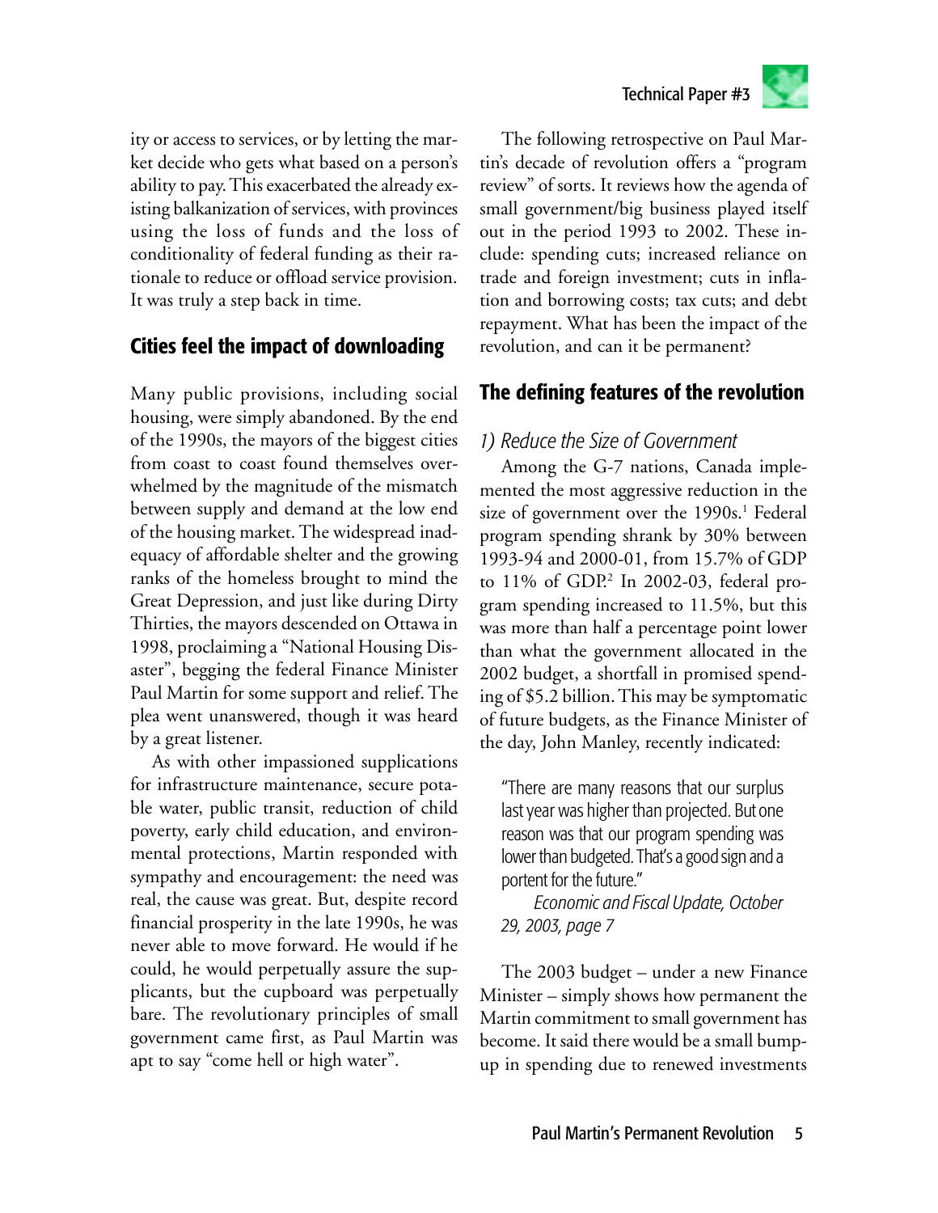ity or access to services, or by letting the market decide who gets what based on a person's ability to pay. This exacerbated the already existing balkanization of services, with provinces using the loss of funds and the loss of conditionality of federal funding as their rationale to reduce or offload service provision. It was truly a step back in time.

## Cities feel the impact of downloading

Many public provisions, including social housing, were simply abandoned. By the end of the 1990s, the mayors of the biggest cities from coast to coast found themselves overwhelmed by the magnitude of the mismatch between supply and demand at the low end of the housing market. The widespread inadequacy of affordable shelter and the growing ranks of the homeless brought to mind the Great Depression, and just like during Dirty Thirties, the mayors descended on Ottawa in 1998, proclaiming a "National Housing Disaster", begging the federal Finance Minister Paul Martin for some support and relief. The plea went unanswered, though it was heard by a great listener.

As with other impassioned supplications for infrastructure maintenance, secure potable water, public transit, reduction of child poverty, early child education, and environmental protections, Martin responded with sympathy and encouragement: the need was real, the cause was great. But, despite record financial prosperity in the late 1990s, he was never able to move forward. He would if he could, he would perpetually assure the supplicants, but the cupboard was perpetually bare. The revolutionary principles of small government came first, as Paul Martin was apt to say "come hell or high water".

The following retrospective on Paul Martin's decade of revolution offers a "program review" of sorts. It reviews how the agenda of small government/big business played itself out in the period 1993 to 2002. These include: spending cuts; increased reliance on trade and foreign investment; cuts in inflation and borrowing costs; tax cuts; and debt repayment. What has been the impact of the revolution, and can it be permanent?

## The defining features of the revolution

### *1) Reduce the Size of Government*

Among the G-7 nations, Canada implemented the most aggressive reduction in the size of government over the 1990s.[1] Federal program spending shrank by 30% between 1993-94 and 2000-01, from 15.7% of GDP to 11% of GDP.[2] In 2002-03, federal program spending increased to 11.5%, but this was more than half a percentage point lower than what the government allocated in the 2002 budget, a shortfall in promised spending of $5.2 billion. This may be symptomatic of future budgets, as the Finance Minister of the day, John Manley, recently indicated:

> "There are many reasons that our surplus last year was higher than projected. But one reason was that our program spending was lower than budgeted. That's a good sign and a portent for the future."
>
> *Economic and Fiscal Update, October 29, 2003, page 7*

The 2003 budget – under a new Finance Minister – simply shows how permanent the Martin commitment to small government has become. It said there would be a small bump-up in spending due to renewed investments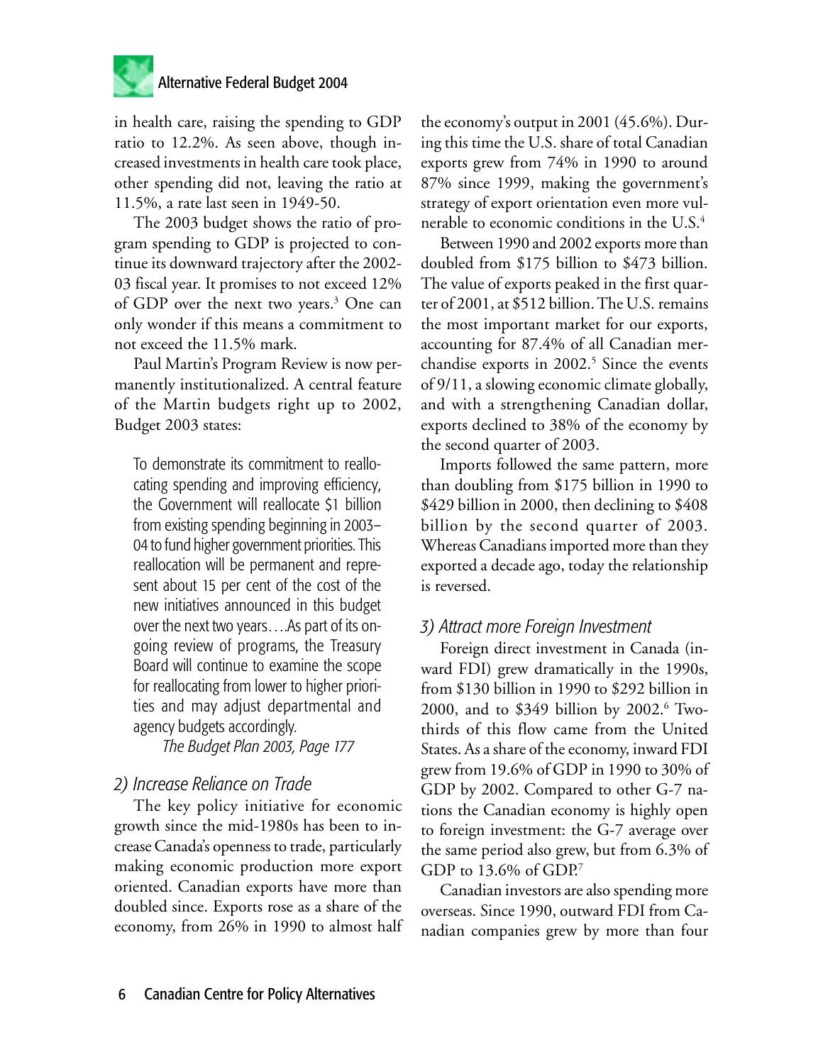in health care, raising the spending to GDP ratio to 12.2%. As seen above, though increased investments in health care took place, other spending did not, leaving the ratio at 11.5%, a rate last seen in 1949-50.

The 2003 budget shows the ratio of program spending to GDP is projected to continue its downward trajectory after the 2002-03 fiscal year. It promises to not exceed 12% of GDP over the next two years.[3] One can only wonder if this means a commitment to not exceed the 11.5% mark.

Paul Martin's Program Review is now permanently institutionalized. A central feature of the Martin budgets right up to 2002, Budget 2003 states:

> To demonstrate its commitment to reallocating spending and improving efficiency, the Government will reallocate $1 billion from existing spending beginning in 2003–04 to fund higher government priorities. This reallocation will be permanent and represent about 15 per cent of the cost of the new initiatives announced in this budget over the next two years….As part of its ongoing review of programs, the Treasury Board will continue to examine the scope for reallocating from lower to higher priorities and may adjust departmental and agency budgets accordingly.
>
> *The Budget Plan 2003, Page 177*

### *2) Increase Reliance on Trade*

The key policy initiative for economic growth since the mid-1980s has been to increase Canada's openness to trade, particularly making economic production more export oriented. Canadian exports have more than doubled since. Exports rose as a share of the economy, from 26% in 1990 to almost half the economy's output in 2001 (45.6%). During this time the U.S. share of total Canadian exports grew from 74% in 1990 to around 87% since 1999, making the government's strategy of export orientation even more vulnerable to economic conditions in the U.S.[4]

Between 1990 and 2002 exports more than doubled from $175 billion to $473 billion. The value of exports peaked in the first quarter of 2001, at $512 billion. The U.S. remains the most important market for our exports, accounting for 87.4% of all Canadian merchandise exports in 2002.[5] Since the events of 9/11, a slowing economic climate globally, and with a strengthening Canadian dollar, exports declined to 38% of the economy by the second quarter of 2003.

Imports followed the same pattern, more than doubling from $175 billion in 1990 to $429 billion in 2000, then declining to $408 billion by the second quarter of 2003. Whereas Canadians imported more than they exported a decade ago, today the relationship is reversed.

### *3) Attract more Foreign Investment*

Foreign direct investment in Canada (inward FDI) grew dramatically in the 1990s, from $130 billion in 1990 to $292 billion in 2000, and to $349 billion by 2002.[6] Two-thirds of this flow came from the United States. As a share of the economy, inward FDI grew from 19.6% of GDP in 1990 to 30% of GDP by 2002. Compared to other G-7 nations the Canadian economy is highly open to foreign investment: the G-7 average over the same period also grew, but from 6.3% of GDP to 13.6% of GDP.[7]

Canadian investors are also spending more overseas. Since 1990, outward FDI from Canadian companies grew by more than four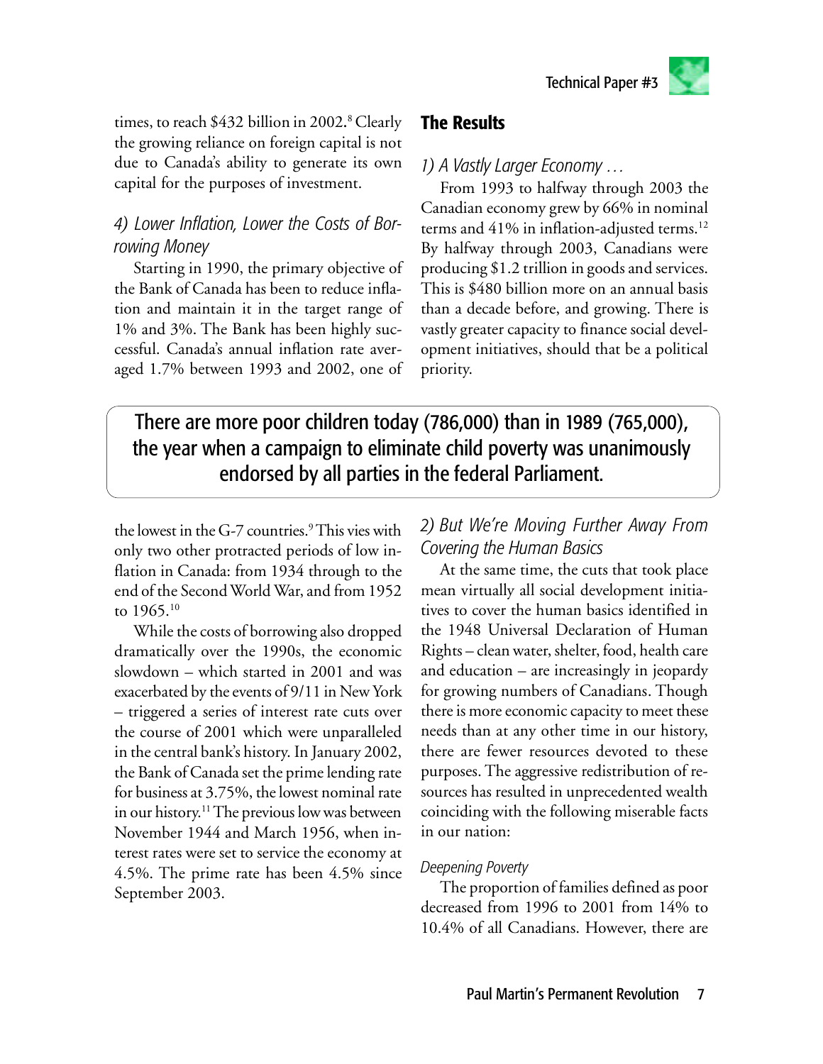times, to reach $432 billion in 2002.[8] Clearly the growing reliance on foreign capital is not due to Canada's ability to generate its own capital for the purposes of investment.

### *4) Lower Inflation, Lower the Costs of Borrowing Money*

Starting in 1990, the primary objective of the Bank of Canada has been to reduce inflation and maintain it in the target range of 1% and 3%. The Bank has been highly successful. Canada's annual inflation rate averaged 1.7% between 1993 and 2002, one of the lowest in the G-7 countries.[9] This vies with only two other protracted periods of low inflation in Canada: from 1934 through to the end of the Second World War, and from 1952 to 1965.[10]

While the costs of borrowing also dropped dramatically over the 1990s, the economic slowdown – which started in 2001 and was exacerbated by the events of 9/11 in New York – triggered a series of interest rate cuts over the course of 2001 which were unparalleled in the central bank's history. In January 2002, the Bank of Canada set the prime lending rate for business at 3.75%, the lowest nominal rate in our history.[11] The previous low was between November 1944 and March 1956, when interest rates were set to service the economy at 4.5%. The prime rate has been 4.5% since September 2003.

## The Results

### *1) A Vastly Larger Economy …*

From 1993 to halfway through 2003 the Canadian economy grew by 66% in nominal terms and 41% in inflation-adjusted terms.[12] By halfway through 2003, Canadians were producing $1.2 trillion in goods and services. This is $480 billion more on an annual basis than a decade before, and growing. There is vastly greater capacity to finance social development initiatives, should that be a political priority.

> There are more poor children today (786,000) than in 1989 (765,000), the year when a campaign to eliminate child poverty was unanimously endorsed by all parties in the federal Parliament.

### *2) But We're Moving Further Away From Covering the Human Basics*

At the same time, the cuts that took place mean virtually all social development initiatives to cover the human basics identified in the 1948 Universal Declaration of Human Rights – clean water, shelter, food, health care and education – are increasingly in jeopardy for growing numbers of Canadians. Though there is more economic capacity to meet these needs than at any other time in our history, there are fewer resources devoted to these purposes. The aggressive redistribution of resources has resulted in unprecedented wealth coinciding with the following miserable facts in our nation:

#### *Deepening Poverty*

The proportion of families defined as poor decreased from 1996 to 2001 from 14% to 10.4% of all Canadians. However, there are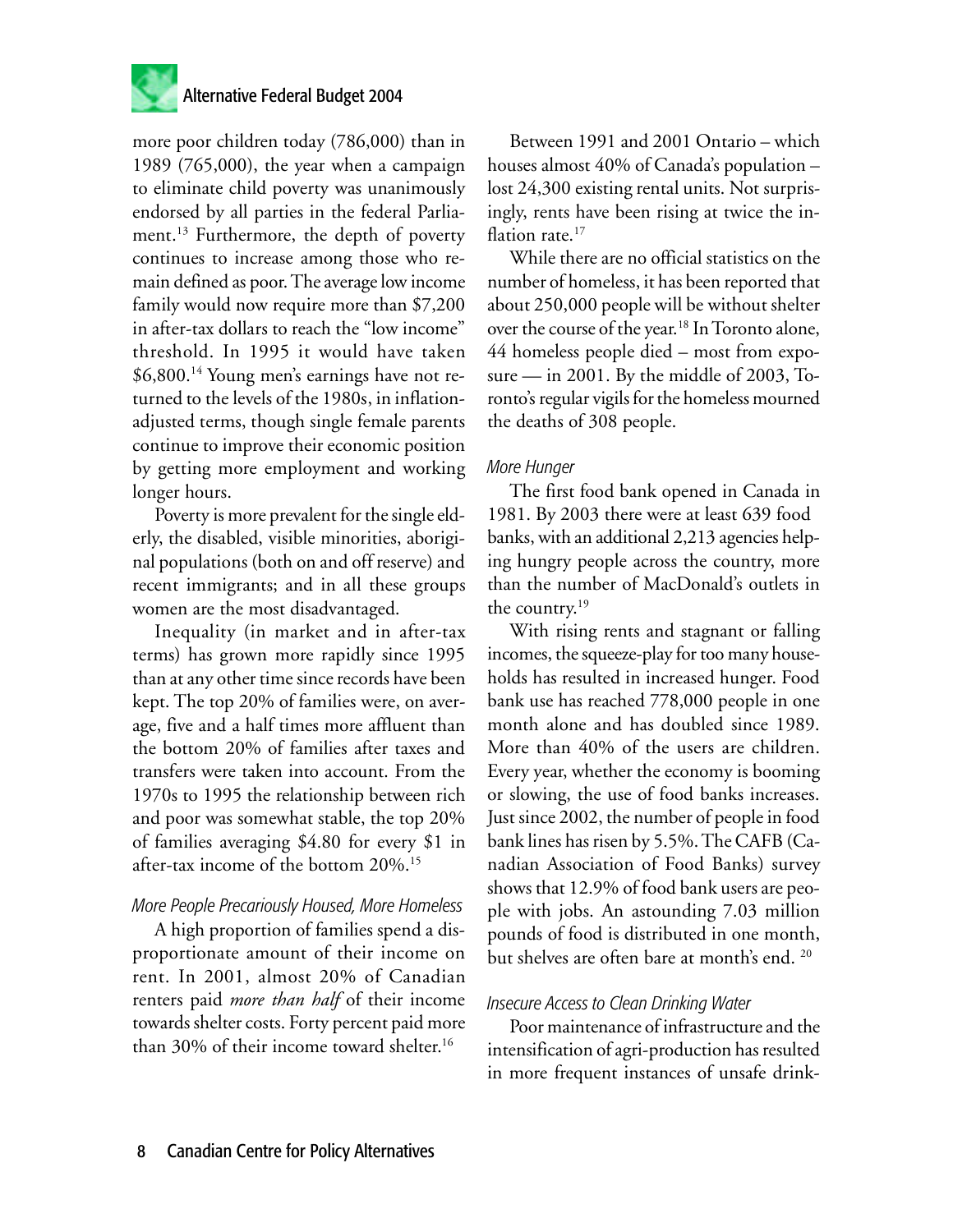more poor children today (786,000) than in 1989 (765,000), the year when a campaign to eliminate child poverty was unanimously endorsed by all parties in the federal Parliament.[13] Furthermore, the depth of poverty continues to increase among those who remain defined as poor. The average low income family would now require more than $7,200 in after-tax dollars to reach the "low income" threshold. In 1995 it would have taken $6,800.[14] Young men's earnings have not returned to the levels of the 1980s, in inflation-adjusted terms, though single female parents continue to improve their economic position by getting more employment and working longer hours.

Poverty is more prevalent for the single elderly, the disabled, visible minorities, aboriginal populations (both on and off reserve) and recent immigrants; and in all these groups women are the most disadvantaged.

Inequality (in market and in after-tax terms) has grown more rapidly since 1995 than at any other time since records have been kept. The top 20% of families were, on average, five and a half times more affluent than the bottom 20% of families after taxes and transfers were taken into account. From the 1970s to 1995 the relationship between rich and poor was somewhat stable, the top 20% of families averaging $4.80 for every $1 in after-tax income of the bottom 20%.[15]

*More People Precariously Housed, More Homeless*

A high proportion of families spend a disproportionate amount of their income on rent. In 2001, almost 20% of Canadian renters paid *more than half* of their income towards shelter costs. Forty percent paid more than 30% of their income toward shelter.[16]

Between 1991 and 2001 Ontario – which houses almost 40% of Canada's population – lost 24,300 existing rental units. Not surprisingly, rents have been rising at twice the inflation rate.[17]

While there are no official statistics on the number of homeless, it has been reported that about 250,000 people will be without shelter over the course of the year.[18] In Toronto alone, 44 homeless people died – most from exposure — in 2001. By the middle of 2003, Toronto's regular vigils for the homeless mourned the deaths of 308 people.

*More Hunger*

The first food bank opened in Canada in 1981. By 2003 there were at least 639 food banks, with an additional 2,213 agencies helping hungry people across the country, more than the number of MacDonald's outlets in the country.[19]

With rising rents and stagnant or falling incomes, the squeeze-play for too many households has resulted in increased hunger. Food bank use has reached 778,000 people in one month alone and has doubled since 1989. More than 40% of the users are children. Every year, whether the economy is booming or slowing, the use of food banks increases. Just since 2002, the number of people in food bank lines has risen by 5.5%. The CAFB (Canadian Association of Food Banks) survey shows that 12.9% of food bank users are people with jobs. An astounding 7.03 million pounds of food is distributed in one month, but shelves are often bare at month's end.[20]

*Insecure Access to Clean Drinking Water*

Poor maintenance of infrastructure and the intensification of agri-production has resulted in more frequent instances of unsafe drink-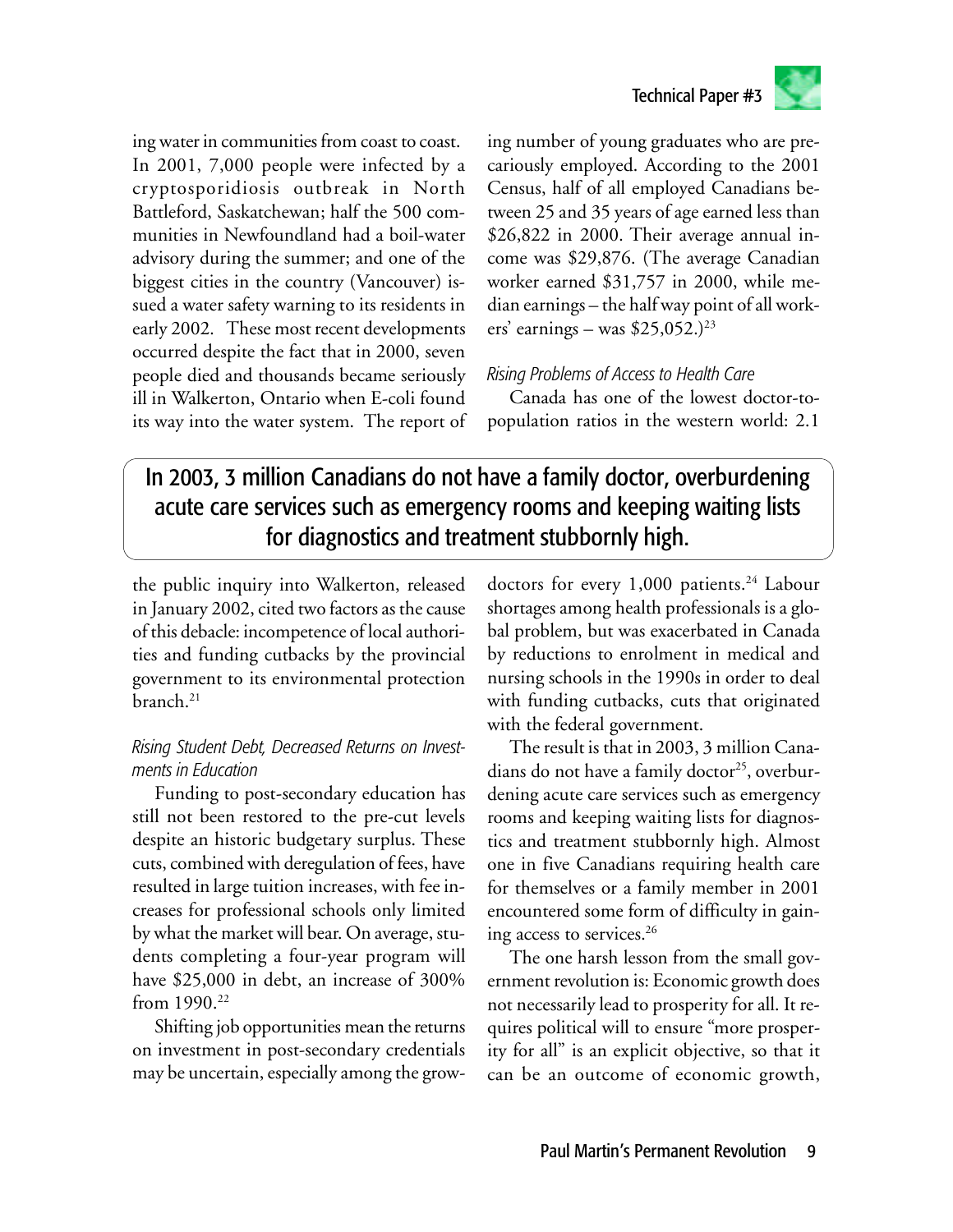ing water in communities from coast to coast. In 2001, 7,000 people were infected by a cryptosporidiosis outbreak in North Battleford, Saskatchewan; half the 500 communities in Newfoundland had a boil-water advisory during the summer; and one of the biggest cities in the country (Vancouver) issued a water safety warning to its residents in early 2002. These most recent developments occurred despite the fact that in 2000, seven people died and thousands became seriously ill in Walkerton, Ontario when E-coli found its way into the water system. The report of the public inquiry into Walkerton, released in January 2002, cited two factors as the cause of this debacle: incompetence of local authorities and funding cutbacks by the provincial government to its environmental protection branch.[21]

*Rising Student Debt, Decreased Returns on Investments in Education*

Funding to post-secondary education has still not been restored to the pre-cut levels despite an historic budgetary surplus. These cuts, combined with deregulation of fees, have resulted in large tuition increases, with fee increases for professional schools only limited by what the market will bear. On average, students completing a four-year program will have $25,000 in debt, an increase of 300% from 1990.[22]

Shifting job opportunities mean the returns on investment in post-secondary credentials may be uncertain, especially among the growing number of young graduates who are precariously employed. According to the 2001 Census, half of all employed Canadians between 25 and 35 years of age earned less than $26,822 in 2000. Their average annual income was $29,876. (The average Canadian worker earned $31,757 in 2000, while median earnings – the half way point of all workers' earnings – was $25,052.)[23]

*Rising Problems of Access to Health Care*

Canada has one of the lowest doctor-to-population ratios in the western world: 2.1 doctors for every 1,000 patients.[24] Labour shortages among health professionals is a global problem, but was exacerbated in Canada by reductions to enrolment in medical and nursing schools in the 1990s in order to deal with funding cutbacks, cuts that originated with the federal government.

> **In 2003, 3 million Canadians do not have a family doctor, overburdening acute care services such as emergency rooms and keeping waiting lists for diagnostics and treatment stubbornly high.**

The result is that in 2003, 3 million Canadians do not have a family doctor[25], overburdening acute care services such as emergency rooms and keeping waiting lists for diagnostics and treatment stubbornly high. Almost one in five Canadians requiring health care for themselves or a family member in 2001 encountered some form of difficulty in gaining access to services.[26]

The one harsh lesson from the small government revolution is: Economic growth does not necessarily lead to prosperity for all. It requires political will to ensure "more prosperity for all" is an explicit objective, so that it can be an outcome of economic growth,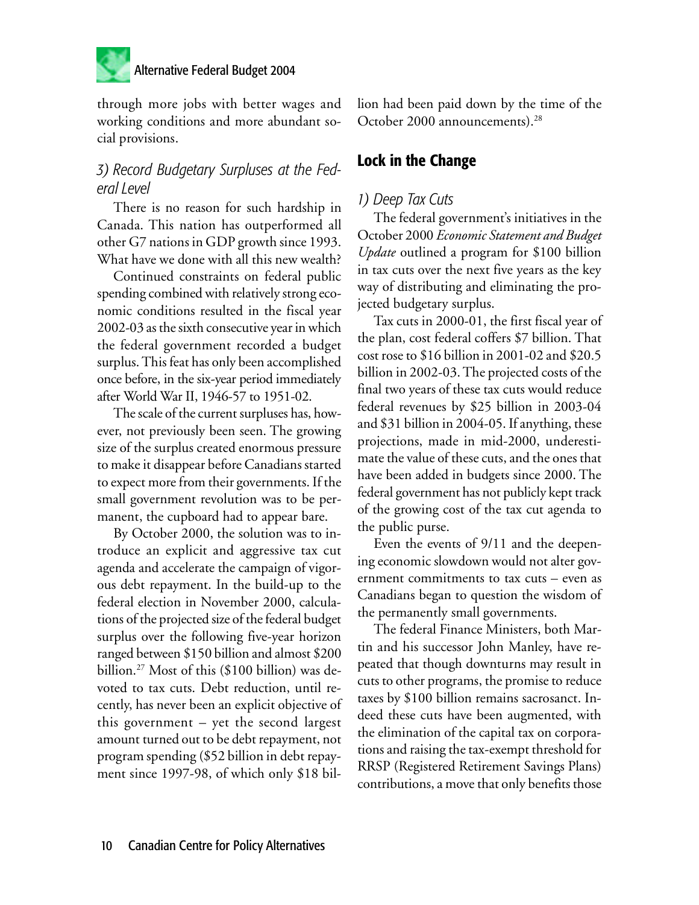through more jobs with better wages and working conditions and more abundant social provisions.

### *3) Record Budgetary Surpluses at the Federal Level*

There is no reason for such hardship in Canada. This nation has outperformed all other G7 nations in GDP growth since 1993. What have we done with all this new wealth?

Continued constraints on federal public spending combined with relatively strong economic conditions resulted in the fiscal year 2002-03 as the sixth consecutive year in which the federal government recorded a budget surplus. This feat has only been accomplished once before, in the six-year period immediately after World War II, 1946-57 to 1951-02.

The scale of the current surpluses has, however, not previously been seen. The growing size of the surplus created enormous pressure to make it disappear before Canadians started to expect more from their governments. If the small government revolution was to be permanent, the cupboard had to appear bare.

By October 2000, the solution was to introduce an explicit and aggressive tax cut agenda and accelerate the campaign of vigorous debt repayment. In the build-up to the federal election in November 2000, calculations of the projected size of the federal budget surplus over the following five-year horizon ranged between $150 billion and almost $200 billion.[27] Most of this ($100 billion) was devoted to tax cuts. Debt reduction, until recently, has never been an explicit objective of this government – yet the second largest amount turned out to be debt repayment, not program spending ($52 billion in debt repayment since 1997-98, of which only $18 billion had been paid down by the time of the October 2000 announcements).[28]

## Lock in the Change

### *1) Deep Tax Cuts*

The federal government's initiatives in the October 2000 *Economic Statement and Budget Update* outlined a program for $100 billion in tax cuts over the next five years as the key way of distributing and eliminating the projected budgetary surplus.

Tax cuts in 2000-01, the first fiscal year of the plan, cost federal coffers $7 billion. That cost rose to $16 billion in 2001-02 and $20.5 billion in 2002-03. The projected costs of the final two years of these tax cuts would reduce federal revenues by $25 billion in 2003-04 and $31 billion in 2004-05. If anything, these projections, made in mid-2000, underestimate the value of these cuts, and the ones that have been added in budgets since 2000. The federal government has not publicly kept track of the growing cost of the tax cut agenda to the public purse.

Even the events of 9/11 and the deepening economic slowdown would not alter government commitments to tax cuts – even as Canadians began to question the wisdom of the permanently small governments.

The federal Finance Ministers, both Martin and his successor John Manley, have repeated that though downturns may result in cuts to other programs, the promise to reduce taxes by $100 billion remains sacrosanct. Indeed these cuts have been augmented, with the elimination of the capital tax on corporations and raising the tax-exempt threshold for RRSP (Registered Retirement Savings Plans) contributions, a move that only benefits those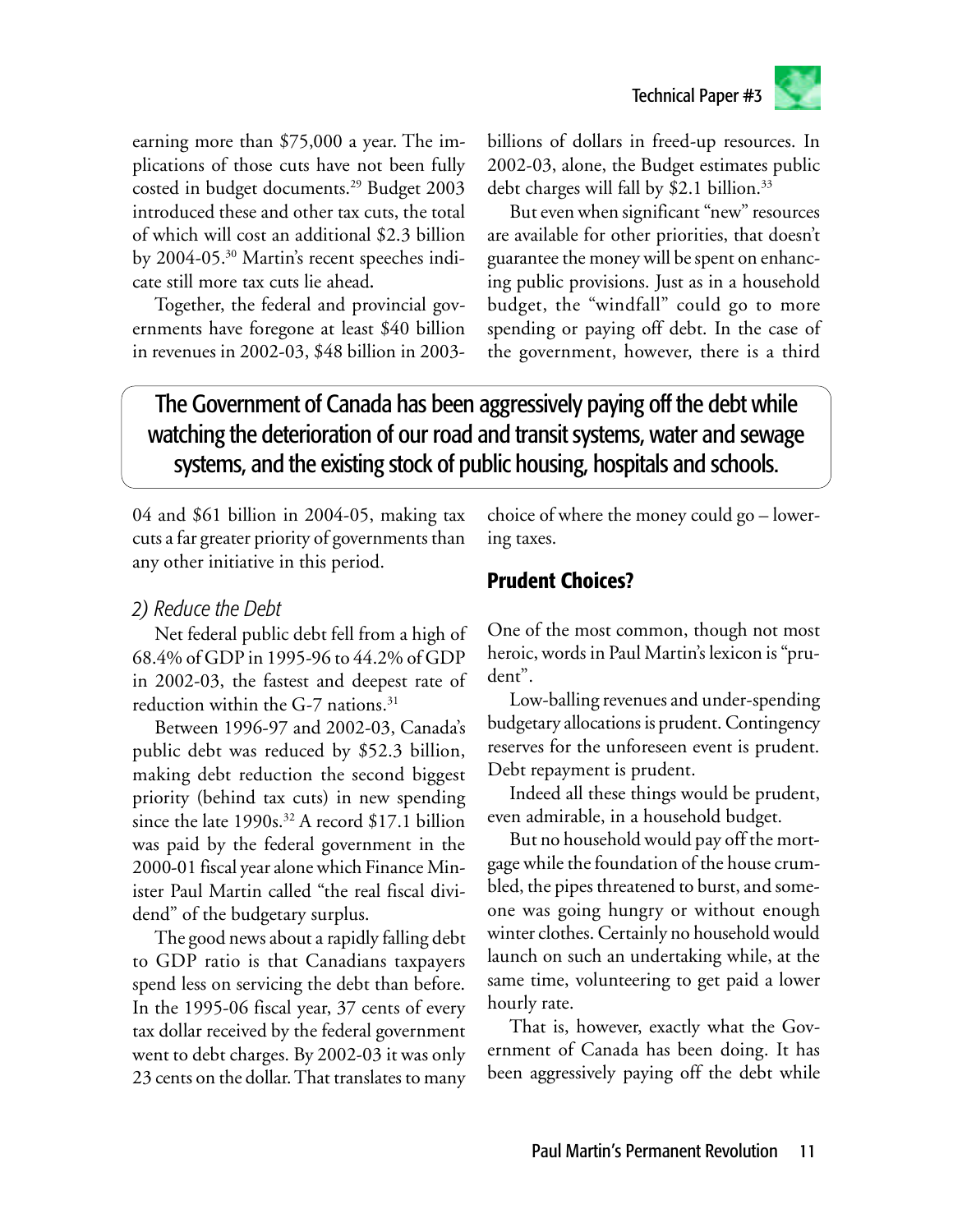earning more than $75,000 a year. The implications of those cuts have not been fully costed in budget documents.[29] Budget 2003 introduced these and other tax cuts, the total of which will cost an additional $2.3 billion by 2004-05.[30] Martin's recent speeches indicate still more tax cuts lie ahead.

Together, the federal and provincial governments have foregone at least $40 billion in revenues in 2002-03, $48 billion in 2003-04 and $61 billion in 2004-05, making tax cuts a far greater priority of governments than any other initiative in this period.

> **The Government of Canada has been aggressively paying off the debt while watching the deterioration of our road and transit systems, water and sewage systems, and the existing stock of public housing, hospitals and schools.**

*2) Reduce the Debt*

Net federal public debt fell from a high of 68.4% of GDP in 1995-96 to 44.2% of GDP in 2002-03, the fastest and deepest rate of reduction within the G-7 nations.[31]

Between 1996-97 and 2002-03, Canada's public debt was reduced by $52.3 billion, making debt reduction the second biggest priority (behind tax cuts) in new spending since the late 1990s.[32] A record $17.1 billion was paid by the federal government in the 2000-01 fiscal year alone which Finance Minister Paul Martin called "the real fiscal dividend" of the budgetary surplus.

The good news about a rapidly falling debt to GDP ratio is that Canadians taxpayers spend less on servicing the debt than before. In the 1995-06 fiscal year, 37 cents of every tax dollar received by the federal government went to debt charges. By 2002-03 it was only 23 cents on the dollar. That translates to many billions of dollars in freed-up resources. In 2002-03, alone, the Budget estimates public debt charges will fall by $2.1 billion.[33]

But even when significant "new" resources are available for other priorities, that doesn't guarantee the money will be spent on enhancing public provisions. Just as in a household budget, the "windfall" could go to more spending or paying off debt. In the case of the government, however, there is a third choice of where the money could go – lowering taxes.

## Prudent Choices?

One of the most common, though not most heroic, words in Paul Martin's lexicon is "prudent".

Low-balling revenues and under-spending budgetary allocations is prudent. Contingency reserves for the unforeseen event is prudent. Debt repayment is prudent.

Indeed all these things would be prudent, even admirable, in a household budget.

But no household would pay off the mortgage while the foundation of the house crumbled, the pipes threatened to burst, and someone was going hungry or without enough winter clothes. Certainly no household would launch on such an undertaking while, at the same time, volunteering to get paid a lower hourly rate.

That is, however, exactly what the Government of Canada has been doing. It has been aggressively paying off the debt while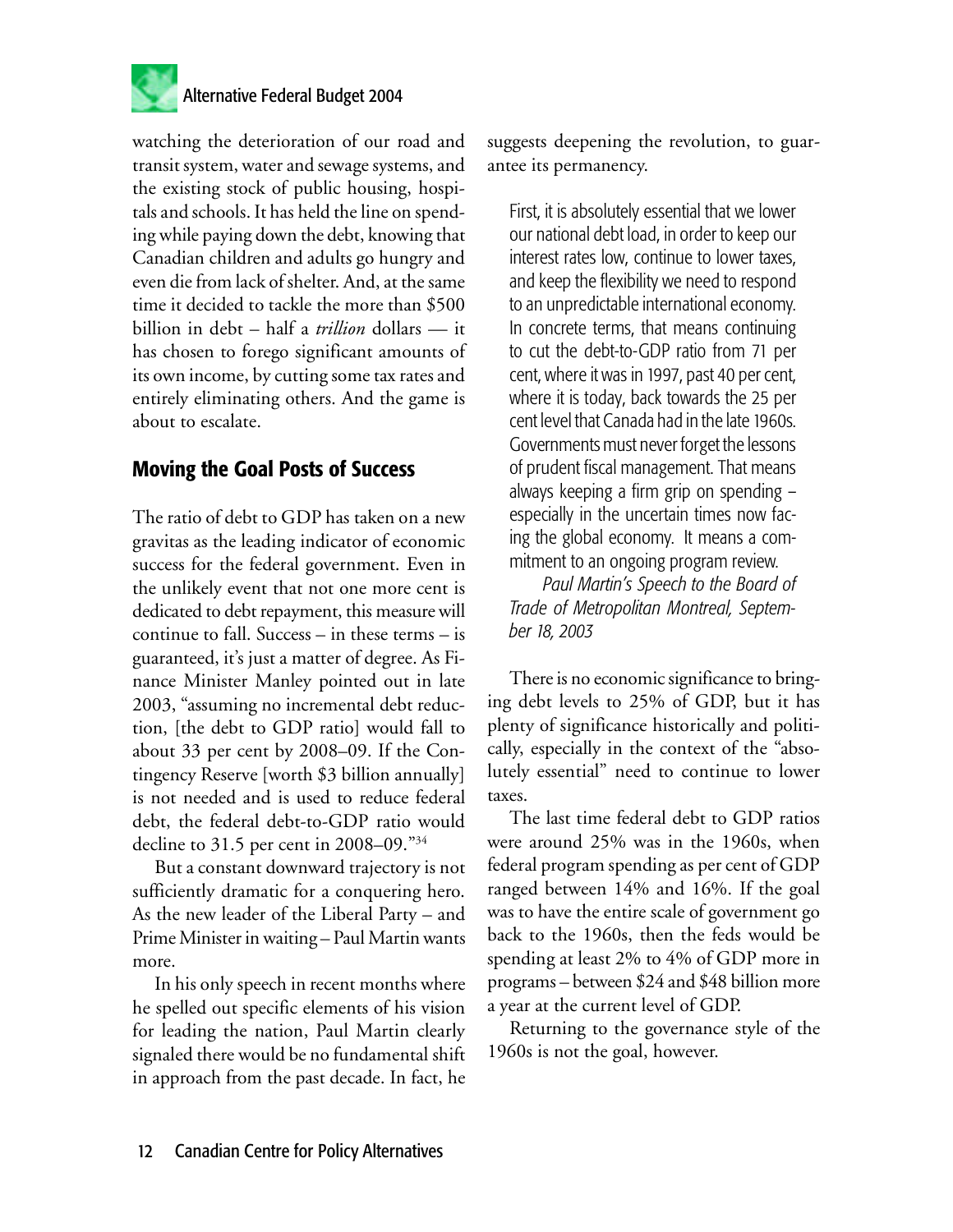watching the deterioration of our road and transit system, water and sewage systems, and the existing stock of public housing, hospitals and schools. It has held the line on spending while paying down the debt, knowing that Canadian children and adults go hungry and even die from lack of shelter. And, at the same time it decided to tackle the more than $500 billion in debt – half a *trillion* dollars — it has chosen to forego significant amounts of its own income, by cutting some tax rates and entirely eliminating others. And the game is about to escalate.

## Moving the Goal Posts of Success

The ratio of debt to GDP has taken on a new gravitas as the leading indicator of economic success for the federal government. Even in the unlikely event that not one more cent is dedicated to debt repayment, this measure will continue to fall. Success – in these terms – is guaranteed, it's just a matter of degree. As Finance Minister Manley pointed out in late 2003, "assuming no incremental debt reduction, [the debt to GDP ratio] would fall to about 33 per cent by 2008–09. If the Contingency Reserve [worth $3 billion annually] is not needed and is used to reduce federal debt, the federal debt-to-GDP ratio would decline to 31.5 per cent in 2008–09."[34]

But a constant downward trajectory is not sufficiently dramatic for a conquering hero. As the new leader of the Liberal Party – and Prime Minister in waiting – Paul Martin wants more.

In his only speech in recent months where he spelled out specific elements of his vision for leading the nation, Paul Martin clearly signaled there would be no fundamental shift in approach from the past decade. In fact, he suggests deepening the revolution, to guarantee its permanency.

> First, it is absolutely essential that we lower our national debt load, in order to keep our interest rates low, continue to lower taxes, and keep the flexibility we need to respond to an unpredictable international economy. In concrete terms, that means continuing to cut the debt-to-GDP ratio from 71 per cent, where it was in 1997, past 40 per cent, where it is today, back towards the 25 per cent level that Canada had in the late 1960s. Governments must never forget the lessons of prudent fiscal management. That means always keeping a firm grip on spending – especially in the uncertain times now facing the global economy. It means a commitment to an ongoing program review.
>
> *Paul Martin's Speech to the Board of Trade of Metropolitan Montreal, September 18, 2003*

There is no economic significance to bringing debt levels to 25% of GDP, but it has plenty of significance historically and politically, especially in the context of the "absolutely essential" need to continue to lower taxes.

The last time federal debt to GDP ratios were around 25% was in the 1960s, when federal program spending as per cent of GDP ranged between 14% and 16%. If the goal was to have the entire scale of government go back to the 1960s, then the feds would be spending at least 2% to 4% of GDP more in programs – between $24 and $48 billion more a year at the current level of GDP.

Returning to the governance style of the 1960s is not the goal, however.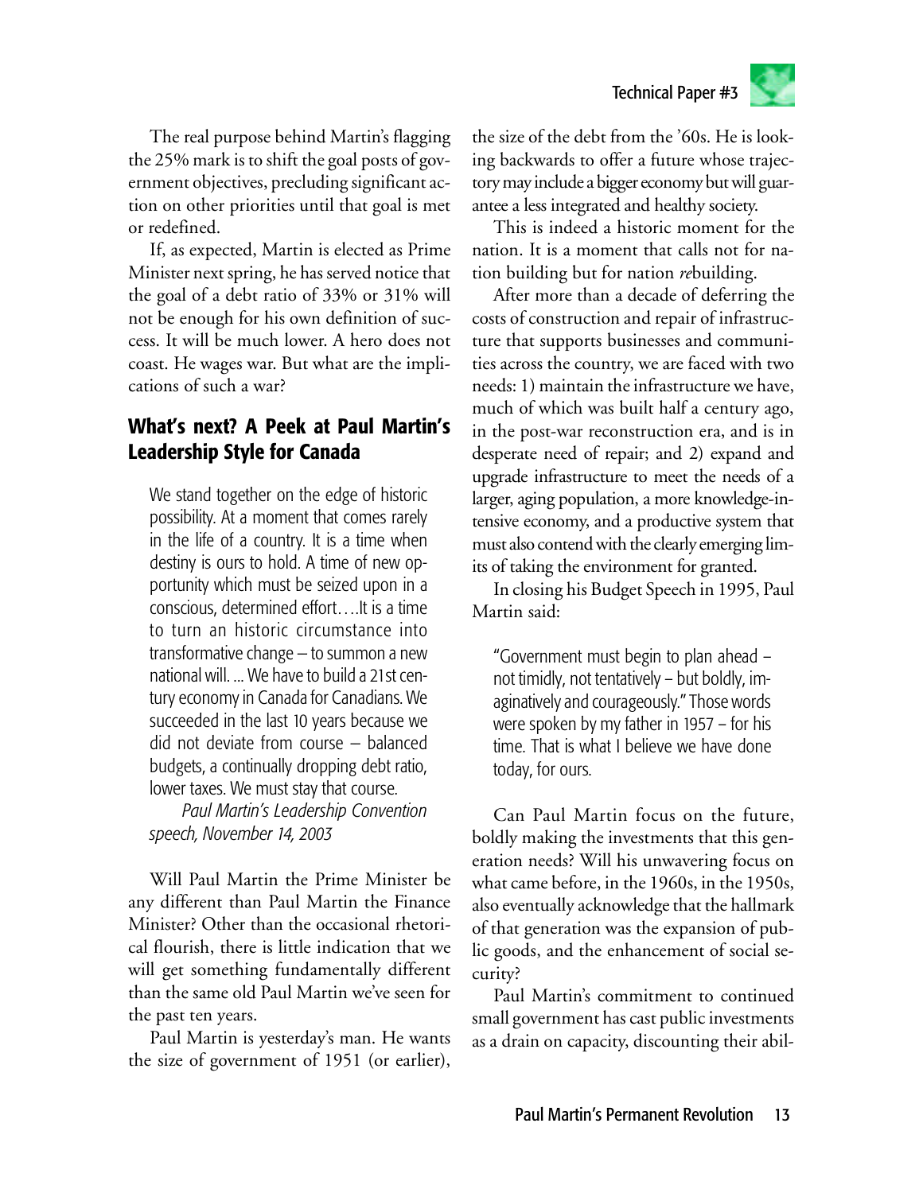The real purpose behind Martin's flagging the 25% mark is to shift the goal posts of government objectives, precluding significant action on other priorities until that goal is met or redefined.

If, as expected, Martin is elected as Prime Minister next spring, he has served notice that the goal of a debt ratio of 33% or 31% will not be enough for his own definition of success. It will be much lower. A hero does not coast. He wages war. But what are the implications of such a war?

## What's next? A Peek at Paul Martin's Leadership Style for Canada

> We stand together on the edge of historic possibility. At a moment that comes rarely in the life of a country. It is a time when destiny is ours to hold. A time of new opportunity which must be seized upon in a conscious, determined effort….It is a time to turn an historic circumstance into transformative change – to summon a new national will. ... We have to build a 21st century economy in Canada for Canadians. We succeeded in the last 10 years because we did not deviate from course – balanced budgets, a continually dropping debt ratio, lower taxes. We must stay that course.
>
> *Paul Martin's Leadership Convention speech, November 14, 2003*

Will Paul Martin the Prime Minister be any different than Paul Martin the Finance Minister? Other than the occasional rhetorical flourish, there is little indication that we will get something fundamentally different than the same old Paul Martin we've seen for the past ten years.

Paul Martin is yesterday's man. He wants the size of government of 1951 (or earlier), the size of the debt from the '60s. He is looking backwards to offer a future whose trajectory may include a bigger economy but will guarantee a less integrated and healthy society.

This is indeed a historic moment for the nation. It is a moment that calls not for nation building but for nation *re*building.

After more than a decade of deferring the costs of construction and repair of infrastructure that supports businesses and communities across the country, we are faced with two needs: 1) maintain the infrastructure we have, much of which was built half a century ago, in the post-war reconstruction era, and is in desperate need of repair; and 2) expand and upgrade infrastructure to meet the needs of a larger, aging population, a more knowledge-intensive economy, and a productive system that must also contend with the clearly emerging limits of taking the environment for granted.

In closing his Budget Speech in 1995, Paul Martin said:

> "Government must begin to plan ahead – not timidly, not tentatively – but boldly, imaginatively and courageously." Those words were spoken by my father in 1957 – for his time. That is what I believe we have done today, for ours.

Can Paul Martin focus on the future, boldly making the investments that this generation needs? Will his unwavering focus on what came before, in the 1960s, in the 1950s, also eventually acknowledge that the hallmark of that generation was the expansion of public goods, and the enhancement of social security?

Paul Martin's commitment to continued small government has cast public investments as a drain on capacity, discounting their abil-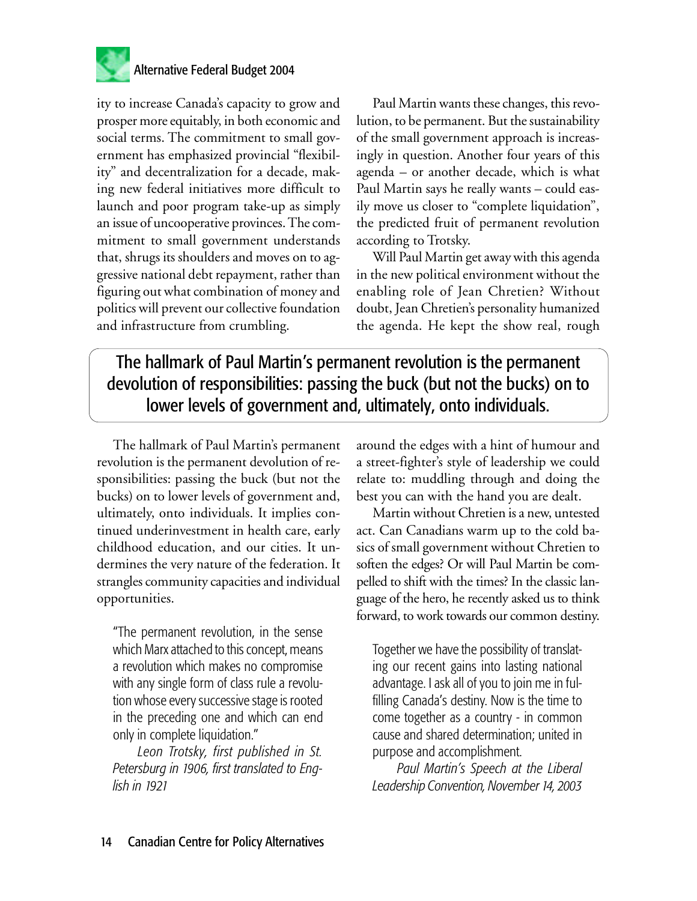ity to increase Canada's capacity to grow and prosper more equitably, in both economic and social terms. The commitment to small government has emphasized provincial "flexibility" and decentralization for a decade, making new federal initiatives more difficult to launch and poor program take-up as simply an issue of uncooperative provinces. The commitment to small government understands that, shrugs its shoulders and moves on to aggressive national debt repayment, rather than figuring out what combination of money and politics will prevent our collective foundation and infrastructure from crumbling.

Paul Martin wants these changes, this revolution, to be permanent. But the sustainability of the small government approach is increasingly in question. Another four years of this agenda – or another decade, which is what Paul Martin says he really wants – could easily move us closer to "complete liquidation", the predicted fruit of permanent revolution according to Trotsky.

Will Paul Martin get away with this agenda in the new political environment without the enabling role of Jean Chretien? Without doubt, Jean Chretien's personality humanized the agenda. He kept the show real, rough around the edges with a hint of humour and a street-fighter's style of leadership we could relate to: muddling through and doing the best you can with the hand you are dealt.

Martin without Chretien is a new, untested act. Can Canadians warm up to the cold basics of small government without Chretien to soften the edges? Or will Paul Martin be compelled to shift with the times? In the classic language of the hero, he recently asked us to think forward, to work towards our common destiny.

> Together we have the possibility of translating our recent gains into lasting national advantage. I ask all of you to join me in fulfilling Canada's destiny. Now is the time to come together as a country - in common cause and shared determination; united in purpose and accomplishment.
>
> *Paul Martin's Speech at the Liberal Leadership Convention, November 14, 2003*

**The hallmark of Paul Martin's permanent revolution is the permanent devolution of responsibilities: passing the buck (but not the bucks) on to lower levels of government and, ultimately, onto individuals.**

The hallmark of Paul Martin's permanent revolution is the permanent devolution of responsibilities: passing the buck (but not the bucks) on to lower levels of government and, ultimately, onto individuals. It implies continued underinvestment in health care, early childhood education, and our cities. It undermines the very nature of the federation. It strangles community capacities and individual opportunities.

> "The permanent revolution, in the sense which Marx attached to this concept, means a revolution which makes no compromise with any single form of class rule a revolution whose every successive stage is rooted in the preceding one and which can end only in complete liquidation."
>
> *Leon Trotsky, first published in St. Petersburg in 1906, first translated to English in 1921*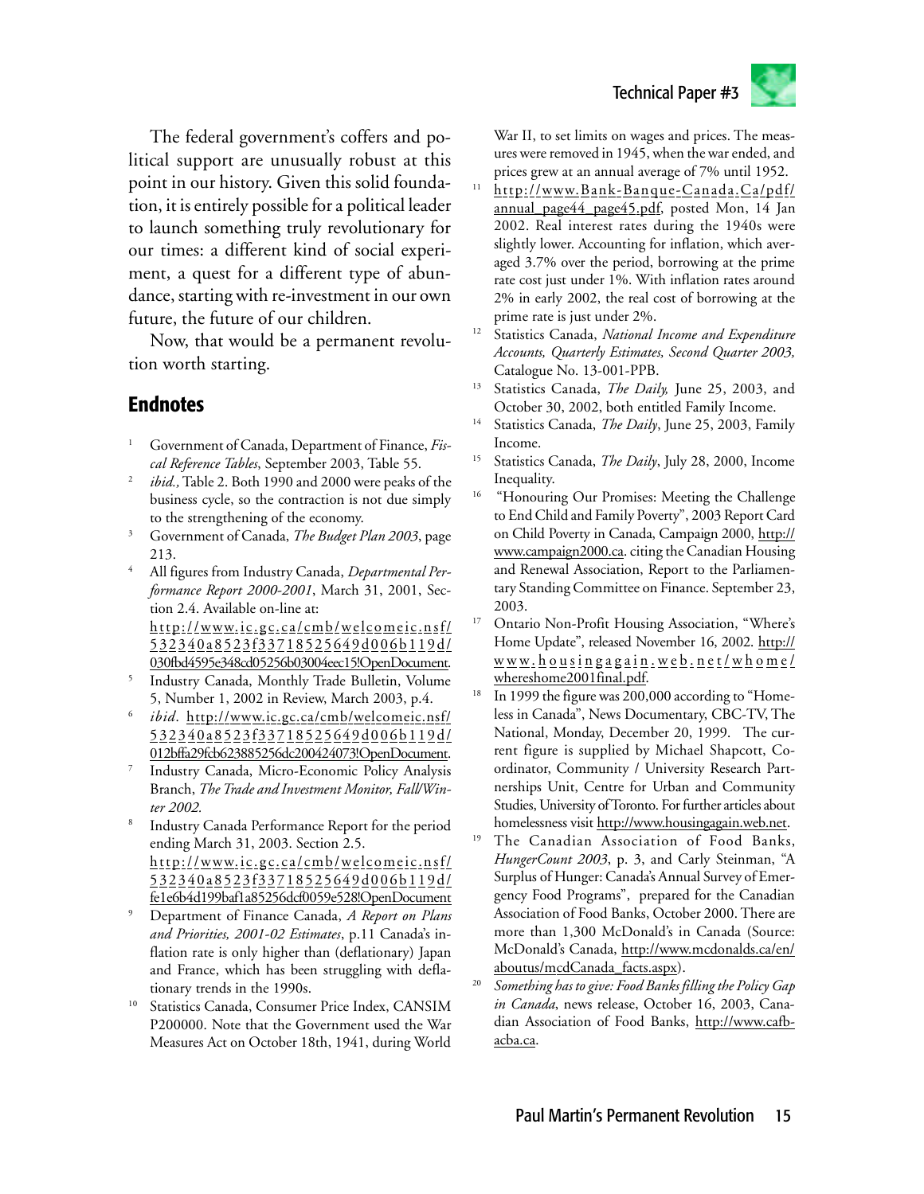The federal government's coffers and political support are unusually robust at this point in our history. Given this solid foundation, it is entirely possible for a political leader to launch something truly revolutionary for our times: a different kind of social experiment, a quest for a different type of abundance, starting with re-investment in our own future, the future of our children.

Now, that would be a permanent revolution worth starting.

## Endnotes

1. Government of Canada, Department of Finance, *Fiscal Reference Tables*, September 2003, Table 55.
2. *ibid.,* Table 2. Both 1990 and 2000 were peaks of the business cycle, so the contraction is not due simply to the strengthening of the economy.
3. Government of Canada, *The Budget Plan 2003*, page 213.
4. All figures from Industry Canada, *Departmental Performance Report 2000-2001*, March 31, 2001, Section 2.4. Available on-line at: http://www.ic.gc.ca/cmb/welcomeic.nsf/532340a8523f33718525649d006b119d/030fbd4595e348cd05256b03004eec15!OpenDocument.
5. Industry Canada, Monthly Trade Bulletin, Volume 5, Number 1, 2002 in Review, March 2003, p.4.
6. *ibid*. http://www.ic.gc.ca/cmb/welcomeic.nsf/532340a8523f33718525649d006b119d/012bffa29fcb623885256dc200424073!OpenDocument.
7. Industry Canada, Micro-Economic Policy Analysis Branch, *The Trade and Investment Monitor, Fall/Winter 2002.*
8. Industry Canada Performance Report for the period ending March 31, 2003. Section 2.5. http://www.ic.gc.ca/cmb/welcomeic.nsf/532340a8523f33718525649d006b119d/fe1e6b4d199baf1a85256dcf0059e528!OpenDocument
9. Department of Finance Canada, *A Report on Plans and Priorities, 2001-02 Estimates*, p.11 Canada's inflation rate is only higher than (deflationary) Japan and France, which has been struggling with deflationary trends in the 1990s.
10. Statistics Canada, Consumer Price Index, CANSIM P200000. Note that the Government used the War Measures Act on October 18th, 1941, during World War II, to set limits on wages and prices. The measures were removed in 1945, when the war ended, and prices grew at an annual average of 7% until 1952.
11. http://www.Bank-Banque-Canada.Ca/pdf/annual_page44_page45.pdf, posted Mon, 14 Jan 2002. Real interest rates during the 1940s were slightly lower. Accounting for inflation, which averaged 3.7% over the period, borrowing at the prime rate cost just under 1%. With inflation rates around 2% in early 2002, the real cost of borrowing at the prime rate is just under 2%.
12. Statistics Canada, *National Income and Expenditure Accounts, Quarterly Estimates, Second Quarter 2003,* Catalogue No. 13-001-PPB.
13. Statistics Canada, *The Daily,* June 25, 2003, and October 30, 2002, both entitled Family Income.
14. Statistics Canada, *The Daily*, June 25, 2003, Family Income.
15. Statistics Canada, *The Daily*, July 28, 2000, Income Inequality.
16. "Honouring Our Promises: Meeting the Challenge to End Child and Family Poverty", 2003 Report Card on Child Poverty in Canada, Campaign 2000, http://www.campaign2000.ca. citing the Canadian Housing and Renewal Association, Report to the Parliamentary Standing Committee on Finance. September 23, 2003.
17. Ontario Non-Profit Housing Association, "Where's Home Update", released November 16, 2002. http://www.housingagain.web.net/whome/whereshome2001final.pdf.
18. In 1999 the figure was 200,000 according to "Homeless in Canada", News Documentary, CBC-TV, The National, Monday, December 20, 1999. The current figure is supplied by Michael Shapcott, Coordinator, Community / University Research Partnerships Unit, Centre for Urban and Community Studies, University of Toronto. For further articles about homelessness visit http://www.housingagain.web.net.
19. The Canadian Association of Food Banks, *HungerCount 2003*, p. 3, and Carly Steinman, "A Surplus of Hunger: Canada's Annual Survey of Emergency Food Programs", prepared for the Canadian Association of Food Banks, October 2000. There are more than 1,300 McDonald's in Canada (Source: McDonald's Canada, http://www.mcdonalds.ca/en/aboutus/mcdCanada_facts.aspx).
20. *Something has to give: Food Banks filling the Policy Gap in Canada*, news release, October 16, 2003, Canadian Association of Food Banks, http://www.cafb-acba.ca.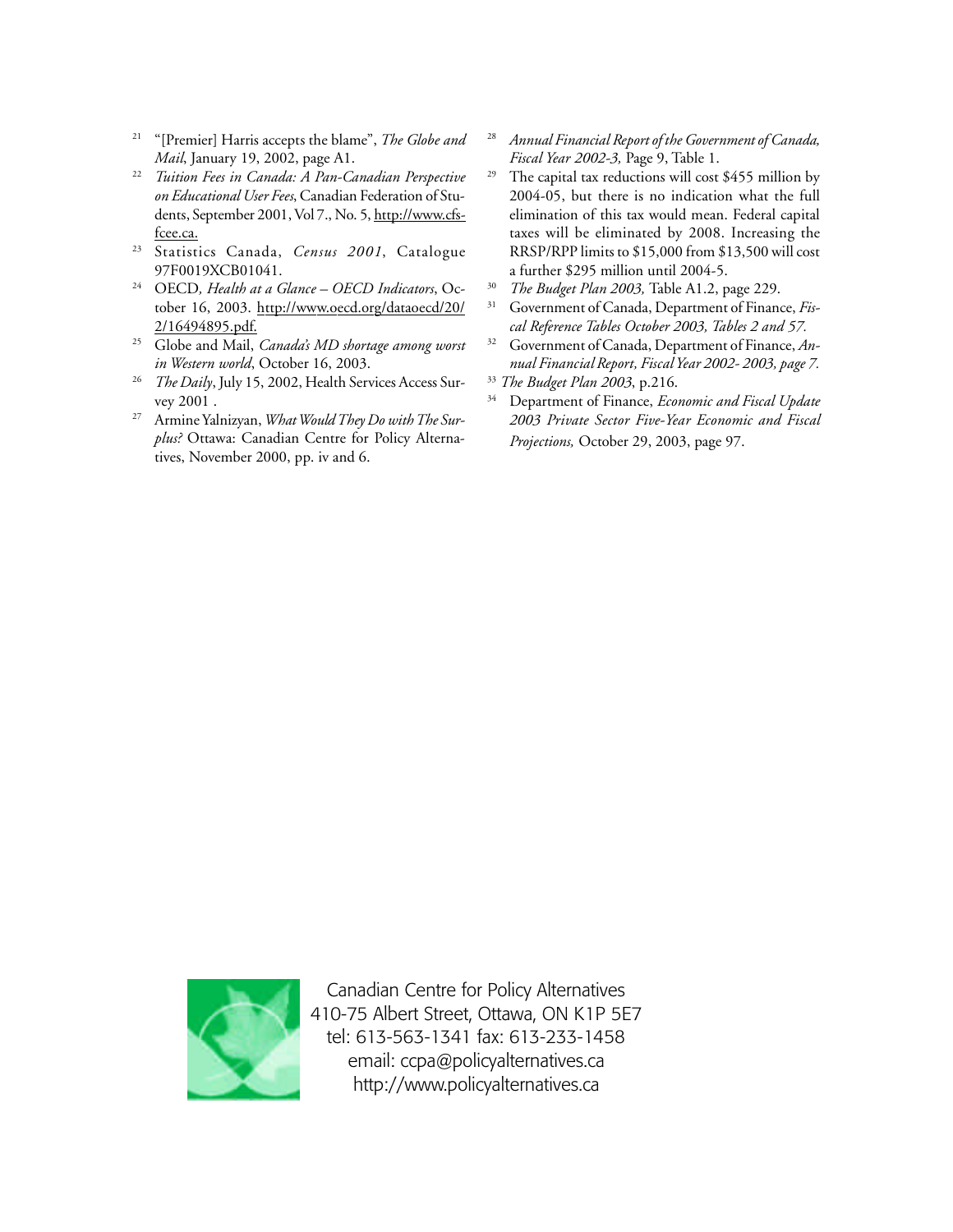21 "[Premier] Harris accepts the blame", *The Globe and Mail*, January 19, 2002, page A1.

22 *Tuition Fees in Canada: A Pan-Canadian Perspective on Educational User Fees*, Canadian Federation of Students, September 2001, Vol 7., No. 5, http://www.cfs-fcee.ca.

23 Statistics Canada, *Census 2001*, Catalogue 97F0019XCB01041.

24 OECD, *Health at a Glance – OECD Indicators*, October 16, 2003. http://www.oecd.org/dataoecd/20/2/16494895.pdf.

25 Globe and Mail, *Canada's MD shortage among worst in Western world*, October 16, 2003.

26 *The Daily*, July 15, 2002, Health Services Access Survey 2001 .

27 Armine Yalnizyan, *What Would They Do with The Surplus?* Ottawa: Canadian Centre for Policy Alternatives, November 2000, pp. iv and 6.

28 *Annual Financial Report of the Government of Canada, Fiscal Year 2002-3,* Page 9, Table 1.

29 The capital tax reductions will cost $455 million by 2004-05, but there is no indication what the full elimination of this tax would mean. Federal capital taxes will be eliminated by 2008. Increasing the RRSP/RPP limits to $15,000 from $13,500 will cost a further $295 million until 2004-5.

30 *The Budget Plan 2003,* Table A1.2, page 229.

31 Government of Canada, Department of Finance, *Fiscal Reference Tables October 2003, Tables 2 and 57.*

32 Government of Canada, Department of Finance, *Annual Financial Report, Fiscal Year 2002- 2003, page 7.*

33 *The Budget Plan 2003*, p.216.

34 Department of Finance, *Economic and Fiscal Update 2003 Private Sector Five-Year Economic and Fiscal Projections,* October 29, 2003, page 97.

Canadian Centre for Policy Alternatives
410-75 Albert Street, Ottawa, ON K1P 5E7
tel: 613-563-1341 fax: 613-233-1458
email: ccpa@policyalternatives.ca
http://www.policyalternatives.ca